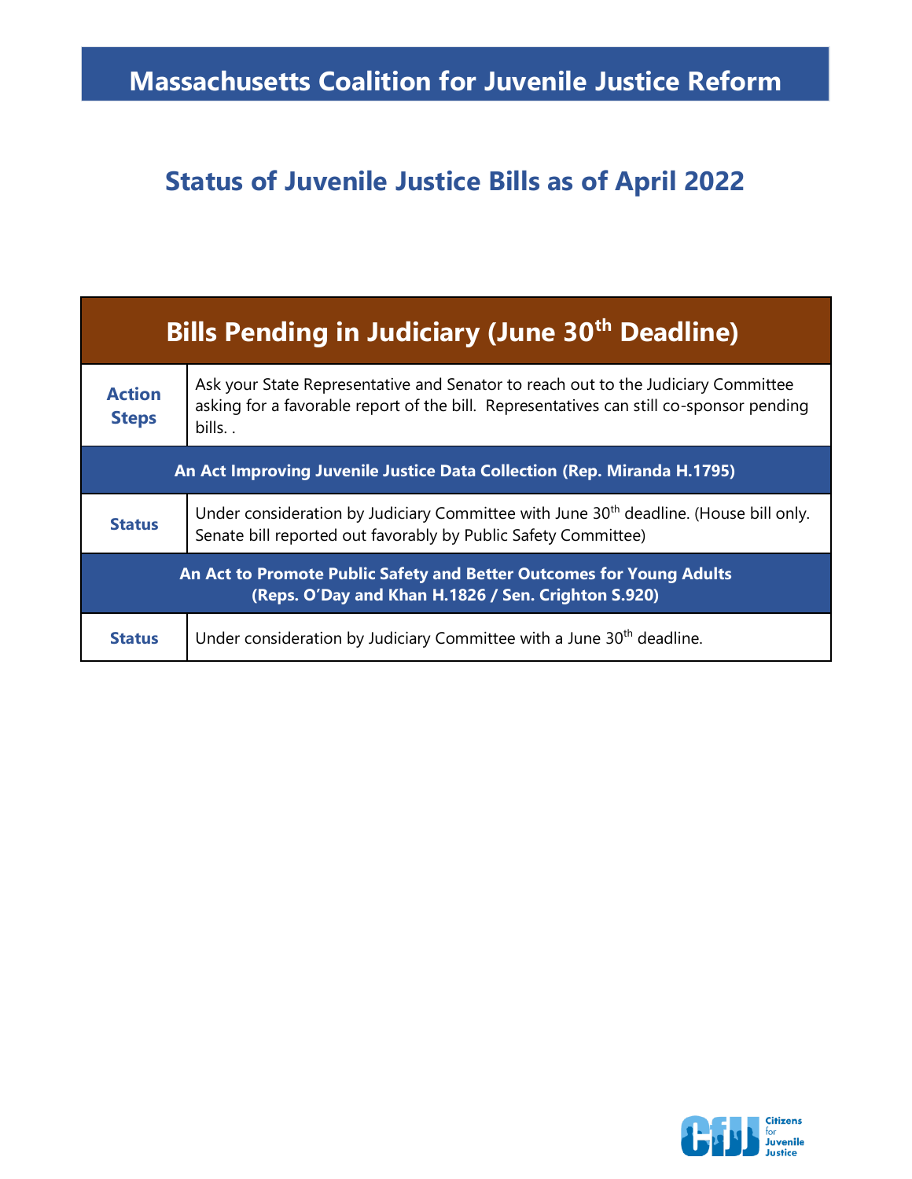# Massachusetts Coalition for Juvenile Justice Reform

## Status of Juvenile Justice Bills as of April 2022

| Bills Pending in Judiciary (June 30th Deadline) | |
|---|---|
| **Action Steps** | Ask your State Representative and Senator to reach out to the Judiciary Committee asking for a favorable report of the bill. Representatives can still co-sponsor pending bills. . |
| **An Act Improving Juvenile Justice Data Collection (Rep. Miranda H.1795)** | |
| **Status** | Under consideration by Judiciary Committee with June 30th deadline. (House bill only. Senate bill reported out favorably by Public Safety Committee) |
| **An Act to Promote Public Safety and Better Outcomes for Young Adults (Reps. O'Day and Khan H.1826 / Sen. Crighton S.920)** | |
| **Status** | Under consideration by Judiciary Committee with a June 30th deadline. |

Citizens for Juvenile Justice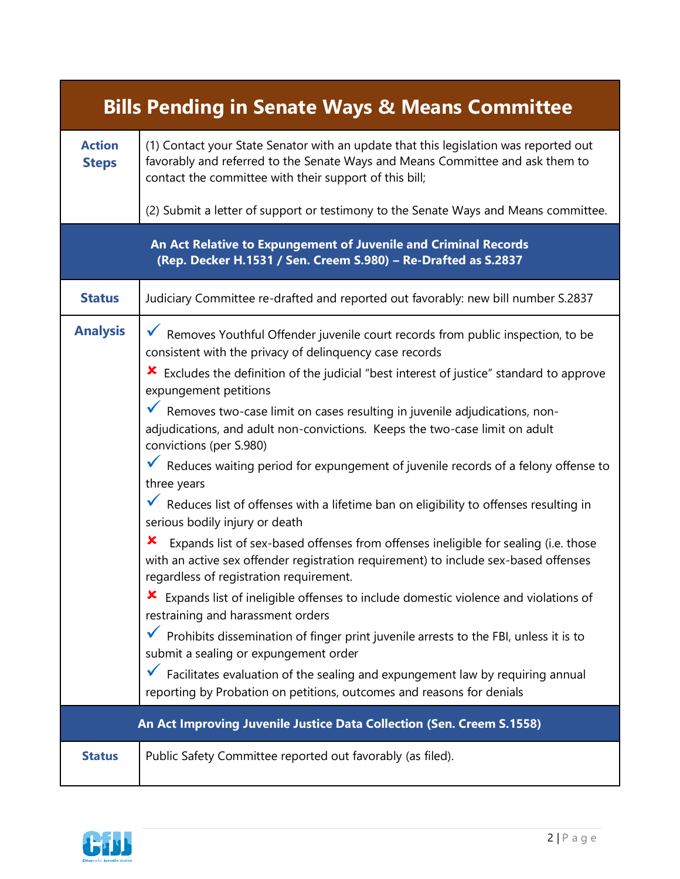| Bills Pending in Senate Ways & Means Committee | |
|---|---|
| **Action Steps** | (1) Contact your State Senator with an update that this legislation was reported out favorably and referred to the Senate Ways and Means Committee and ask them to contact the committee with their support of this bill;<br><br>(2) Submit a letter of support or testimony to the Senate Ways and Means committee. |
| **An Act Relative to Expungement of Juvenile and Criminal Records (Rep. Decker H.1531 / Sen. Creem S.980) – Re-Drafted as S.2837** | |
| **Status** | Judiciary Committee re-drafted and reported out favorably: new bill number S.2837 |
| **Analysis** | ✓ Removes Youthful Offender juvenile court records from public inspection, to be consistent with the privacy of delinquency case records<br>✘ Excludes the definition of the judicial "best interest of justice" standard to approve expungement petitions<br>✓ Removes two-case limit on cases resulting in juvenile adjudications, non-adjudications, and adult non-convictions. Keeps the two-case limit on adult convictions (per S.980)<br>✓ Reduces waiting period for expungement of juvenile records of a felony offense to three years<br>✓ Reduces list of offenses with a lifetime ban on eligibility to offenses resulting in serious bodily injury or death<br>✘ Expands list of sex-based offenses from offenses ineligible for sealing (i.e. those with an active sex offender registration requirement) to include sex-based offenses regardless of registration requirement.<br>✘ Expands list of ineligible offenses to include domestic violence and violations of restraining and harassment orders<br>✓ Prohibits dissemination of finger print juvenile arrests to the FBI, unless it is to submit a sealing or expungement order<br>✓ Facilitates evaluation of the sealing and expungement law by requiring annual reporting by Probation on petitions, outcomes and reasons for denials |
| **An Act Improving Juvenile Justice Data Collection (Sen. Creem S.1558)** | |
| **Status** | Public Safety Committee reported out favorably (as filed). |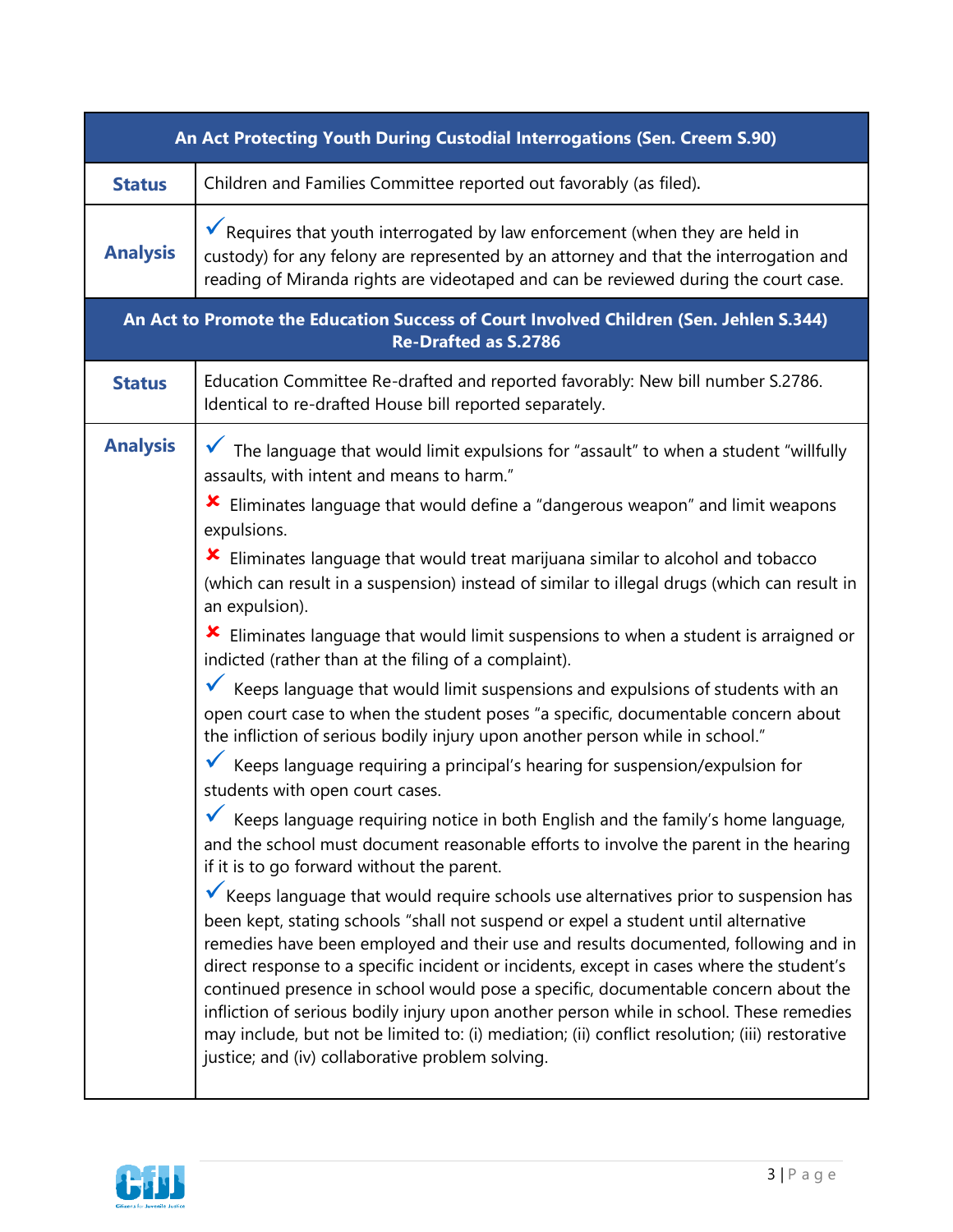| An Act Protecting Youth During Custodial Interrogations (Sen. Creem S.90) | |
|---|---|
| **Status** | Children and Families Committee reported out favorably (as filed). |
| **Analysis** | ✓ Requires that youth interrogated by law enforcement (when they are held in custody) for any felony are represented by an attorney and that the interrogation and reading of Miranda rights are videotaped and can be reviewed during the court case. |

| An Act to Promote the Education Success of Court Involved Children (Sen. Jehlen S.344) Re-Drafted as S.2786 | |
|---|---|
| **Status** | Education Committee Re-drafted and reported favorably: New bill number S.2786. Identical to re-drafted House bill reported separately. |
| **Analysis** | ✓ The language that would limit expulsions for "assault" to when a student "willfully assaults, with intent and means to harm." <br><br> ✗ Eliminates language that would define a "dangerous weapon" and limit weapons expulsions. <br><br> ✗ Eliminates language that would treat marijuana similar to alcohol and tobacco (which can result in a suspension) instead of similar to illegal drugs (which can result in an expulsion). <br><br> ✗ Eliminates language that would limit suspensions to when a student is arraigned or indicted (rather than at the filing of a complaint). <br><br> ✓ Keeps language that would limit suspensions and expulsions of students with an open court case to when the student poses "a specific, documentable concern about the infliction of serious bodily injury upon another person while in school." <br><br> ✓ Keeps language requiring a principal's hearing for suspension/expulsion for students with open court cases. <br><br> ✓ Keeps language requiring notice in both English and the family's home language, and the school must document reasonable efforts to involve the parent in the hearing if it is to go forward without the parent. <br><br> ✓ Keeps language that would require schools use alternatives prior to suspension has been kept, stating schools "shall not suspend or expel a student until alternative remedies have been employed and their use and results documented, following and in direct response to a specific incident or incidents, except in cases where the student's continued presence in school would pose a specific, documentable concern about the infliction of serious bodily injury upon another person while in school. These remedies may include, but not be limited to: (i) mediation; (ii) conflict resolution; (iii) restorative justice; and (iv) collaborative problem solving. |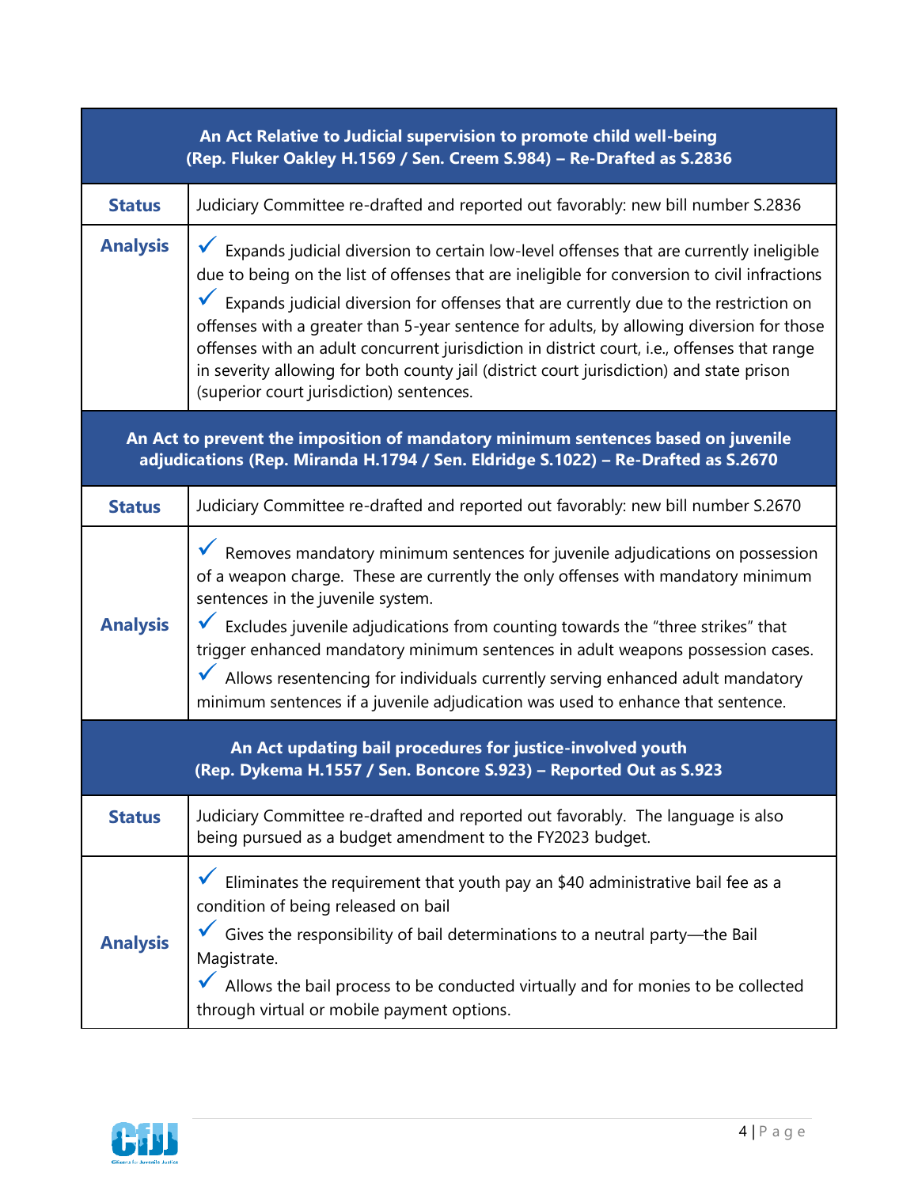| **An Act Relative to Judicial supervision to promote child well-being (Rep. Fluker Oakley H.1569 / Sen. Creem S.984) – Re-Drafted as S.2836** | |
|---|---|
| **Status** | Judiciary Committee re-drafted and reported out favorably: new bill number S.2836 |
| **Analysis** | ✓ Expands judicial diversion to certain low-level offenses that are currently ineligible due to being on the list of offenses that are ineligible for conversion to civil infractions<br>✓ Expands judicial diversion for offenses that are currently due to the restriction on offenses with a greater than 5-year sentence for adults, by allowing diversion for those offenses with an adult concurrent jurisdiction in district court, i.e., offenses that range in severity allowing for both county jail (district court jurisdiction) and state prison (superior court jurisdiction) sentences. |
| **An Act to prevent the imposition of mandatory minimum sentences based on juvenile adjudications (Rep. Miranda H.1794 / Sen. Eldridge S.1022) – Re-Drafted as S.2670** | |
| **Status** | Judiciary Committee re-drafted and reported out favorably: new bill number S.2670 |
| **Analysis** | ✓ Removes mandatory minimum sentences for juvenile adjudications on possession of a weapon charge. These are currently the only offenses with mandatory minimum sentences in the juvenile system.<br>✓ Excludes juvenile adjudications from counting towards the "three strikes" that trigger enhanced mandatory minimum sentences in adult weapons possession cases.<br>✓ Allows resentencing for individuals currently serving enhanced adult mandatory minimum sentences if a juvenile adjudication was used to enhance that sentence. |
| **An Act updating bail procedures for justice-involved youth (Rep. Dykema H.1557 / Sen. Boncore S.923) – Reported Out as S.923** | |
| **Status** | Judiciary Committee re-drafted and reported out favorably. The language is also being pursued as a budget amendment to the FY2023 budget. |
| **Analysis** | ✓ Eliminates the requirement that youth pay an $40 administrative bail fee as a condition of being released on bail<br>✓ Gives the responsibility of bail determinations to a neutral party—the Bail Magistrate.<br>✓ Allows the bail process to be conducted virtually and for monies to be collected through virtual or mobile payment options. |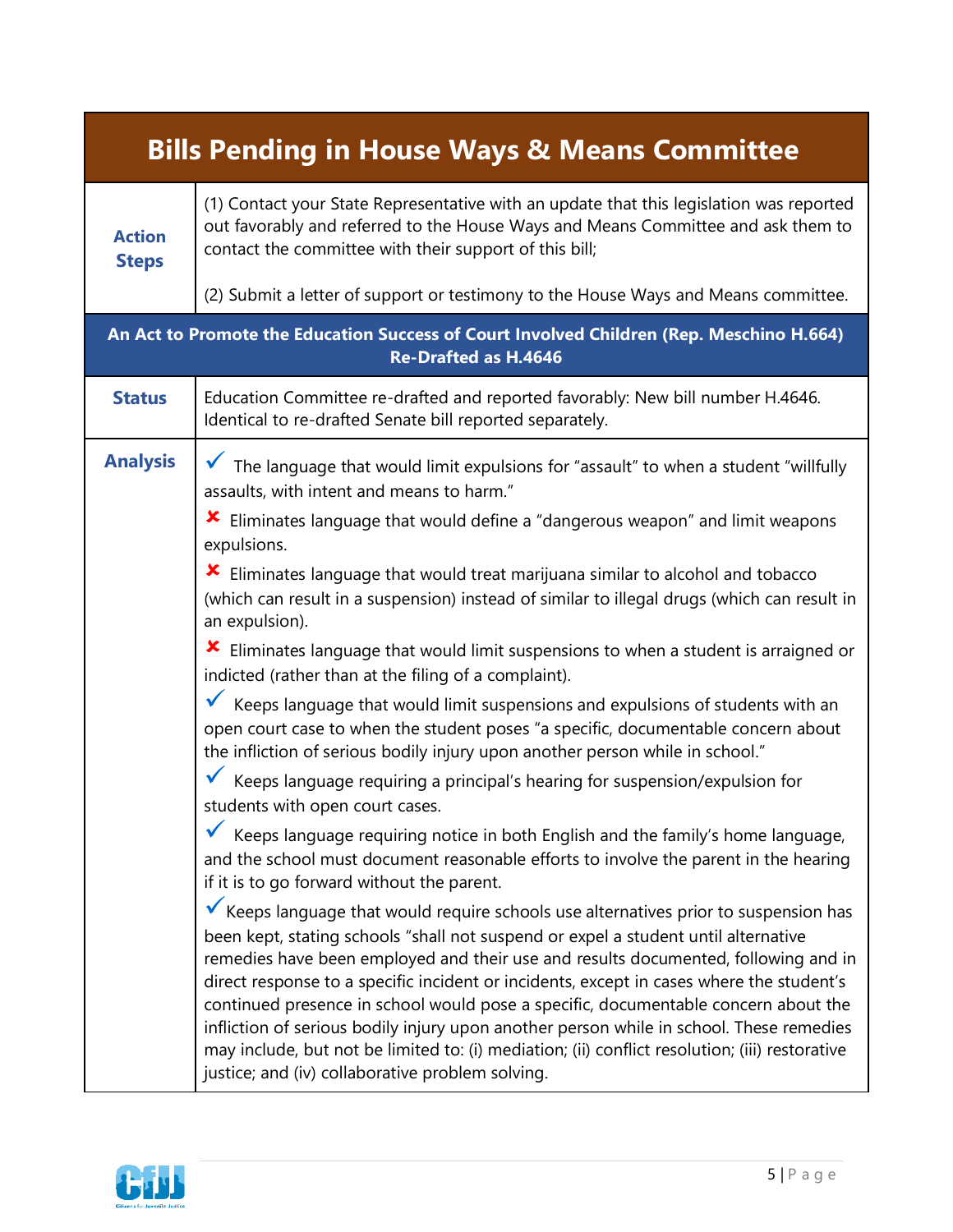## Bills Pending in House Ways & Means Committee

| | |
|---|---|
| **Action Steps** | (1) Contact your State Representative with an update that this legislation was reported out favorably and referred to the House Ways and Means Committee and ask them to contact the committee with their support of this bill;<br><br>(2) Submit a letter of support or testimony to the House Ways and Means committee. |

### An Act to Promote the Education Success of Court Involved Children (Rep. Meschino H.664) Re-Drafted as H.4646

| | |
|---|---|
| **Status** | Education Committee re-drafted and reported favorably: New bill number H.4646. Identical to re-drafted Senate bill reported separately. |
| **Analysis** | ✓ The language that would limit expulsions for "assault" to when a student "willfully assaults, with intent and means to harm."<br><br>✗ Eliminates language that would define a "dangerous weapon" and limit weapons expulsions.<br><br>✗ Eliminates language that would treat marijuana similar to alcohol and tobacco (which can result in a suspension) instead of similar to illegal drugs (which can result in an expulsion).<br><br>✗ Eliminates language that would limit suspensions to when a student is arraigned or indicted (rather than at the filing of a complaint).<br><br>✓ Keeps language that would limit suspensions and expulsions of students with an open court case to when the student poses "a specific, documentable concern about the infliction of serious bodily injury upon another person while in school."<br><br>✓ Keeps language requiring a principal's hearing for suspension/expulsion for students with open court cases.<br><br>✓ Keeps language requiring notice in both English and the family's home language, and the school must document reasonable efforts to involve the parent in the hearing if it is to go forward without the parent.<br><br>✓ Keeps language that would require schools use alternatives prior to suspension has been kept, stating schools "shall not suspend or expel a student until alternative remedies have been employed and their use and results documented, following and in direct response to a specific incident or incidents, except in cases where the student's continued presence in school would pose a specific, documentable concern about the infliction of serious bodily injury upon another person while in school. These remedies may include, but not be limited to: (i) mediation; (ii) conflict resolution; (iii) restorative justice; and (iv) collaborative problem solving. |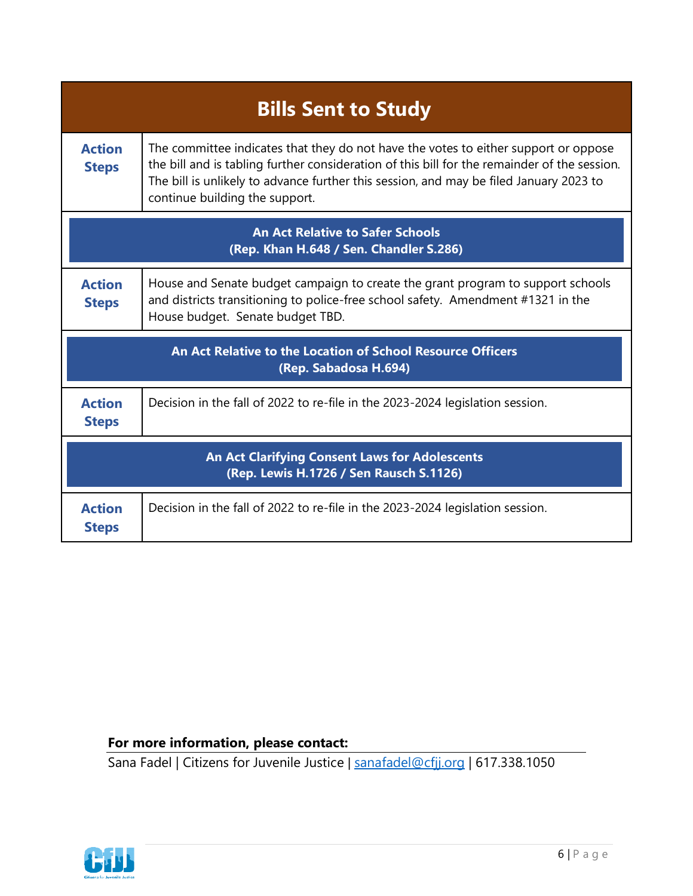## Bills Sent to Study

| | |
|---|---|
| **Action Steps** | The committee indicates that they do not have the votes to either support or oppose the bill and is tabling further consideration of this bill for the remainder of the session. The bill is unlikely to advance further this session, and may be filed January 2023 to continue building the support. |
| **An Act Relative to Safer Schools (Rep. Khan H.648 / Sen. Chandler S.286)** | |
| **Action Steps** | House and Senate budget campaign to create the grant program to support schools and districts transitioning to police-free school safety. Amendment #1321 in the House budget. Senate budget TBD. |
| **An Act Relative to the Location of School Resource Officers (Rep. Sabadosa H.694)** | |
| **Action Steps** | Decision in the fall of 2022 to re-file in the 2023-2024 legislation session. |
| **An Act Clarifying Consent Laws for Adolescents (Rep. Lewis H.1726 / Sen Rausch S.1126)** | |
| **Action Steps** | Decision in the fall of 2022 to re-file in the 2023-2024 legislation session. |

**For more information, please contact:**

Sana Fadel | Citizens for Juvenile Justice | sanafadel@cfjj.org | 617.338.1050